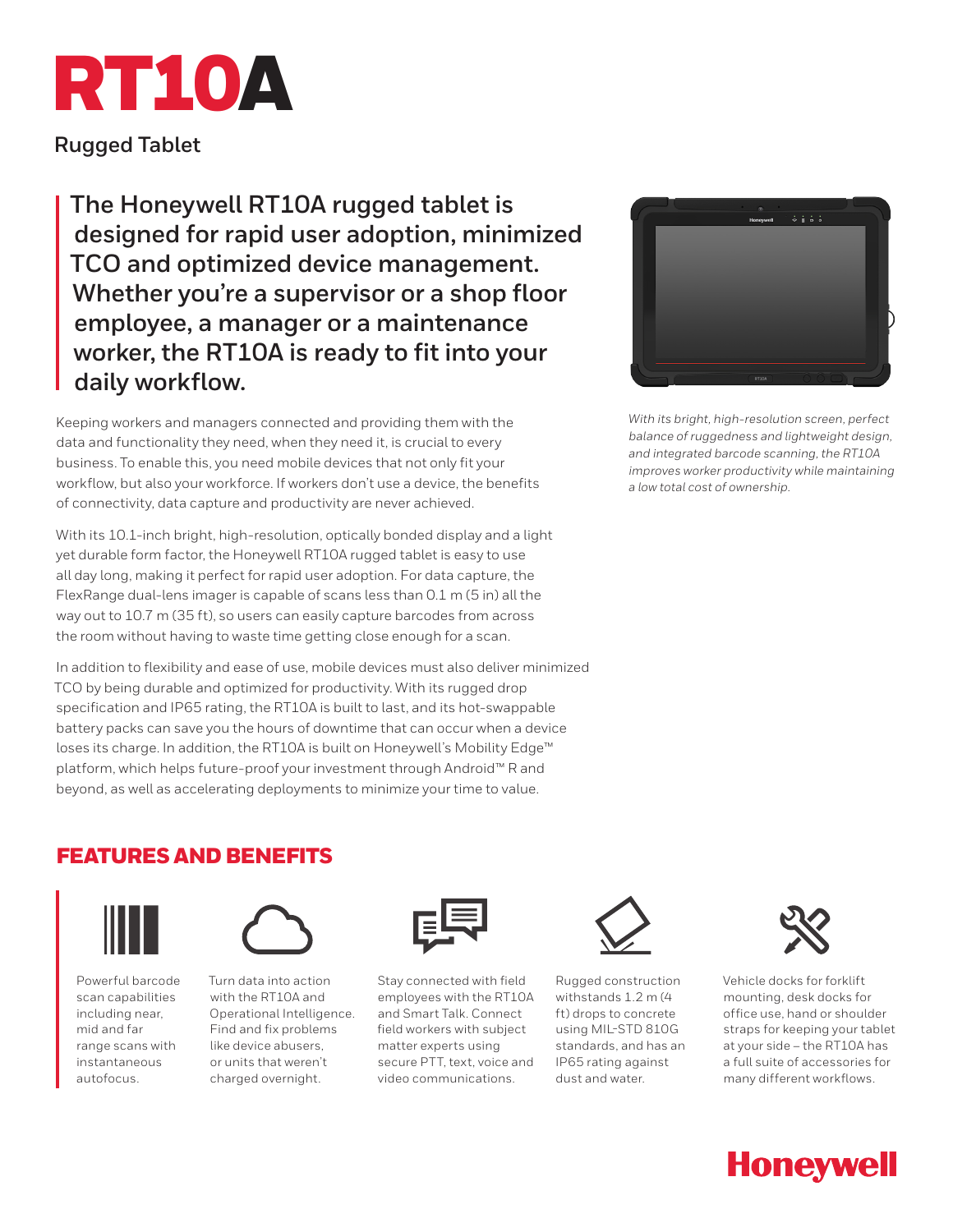# RT10A

## Rugged Tablet

**The Honeywell RT10A rugged tablet is designed for rapid user adoption, minimized TCO and optimized device management. Whether you're a supervisor or a shop floor employee, a manager or a maintenance worker, the RT10A is ready to fit into your daily workflow.**

Keeping workers and managers connected and providing them with the data and functionality they need, when they need it, is crucial to every business. To enable this, you need mobile devices that not only fit your workflow, but also your workforce. If workers don't use a device, the benefits of connectivity, data capture and productivity are never achieved.

With its 10.1-inch bright, high-resolution, optically bonded display and a light yet durable form factor, the Honeywell RT10A rugged tablet is easy to use all day long, making it perfect for rapid user adoption. For data capture, the FlexRange dual-lens imager is capable of scans less than 0.1 m (5 in) all the way out to 10.7 m (35 ft), so users can easily capture barcodes from across the room without having to waste time getting close enough for a scan.

In addition to flexibility and ease of use, mobile devices must also deliver minimized TCO by being durable and optimized for productivity. With its rugged drop specification and IP65 rating, the RT10A is built to last, and its hot-swappable battery packs can save you the hours of downtime that can occur when a device loses its charge. In addition, the RT10A is built on Honeywell's Mobility Edge™ platform, which helps future-proof your investment through Android™ R and beyond, as well as accelerating deployments to minimize your time to value.

*With its bright, high-resolution screen, perfect balance of ruggedness and lightweight design, and integrated barcode scanning, the RT10A improves worker productivity while maintaining a low total cost of ownership.*

## FEATURES AND BENEFITS

- Powerful barcode scan capabilities including near, mid and far range scans with instantaneous autofocus.
- Turn data into action with the RT10A and Operational Intelligence. Find and fix problems like device abusers, or units that weren't charged overnight.
- Stay connected with field employees with the RT10A and Smart Talk. Connect field workers with subject matter experts using secure PTT, text, voice and video communications.
- Rugged construction withstands 1.2 m (4 ft) drops to concrete using MIL-STD 810G standards, and has an IP65 rating against dust and water.
- Vehicle docks for forklift mounting, desk docks for office use, hand or shoulder straps for keeping your tablet at your side – the RT10A has a full suite of accessories for many different workflows.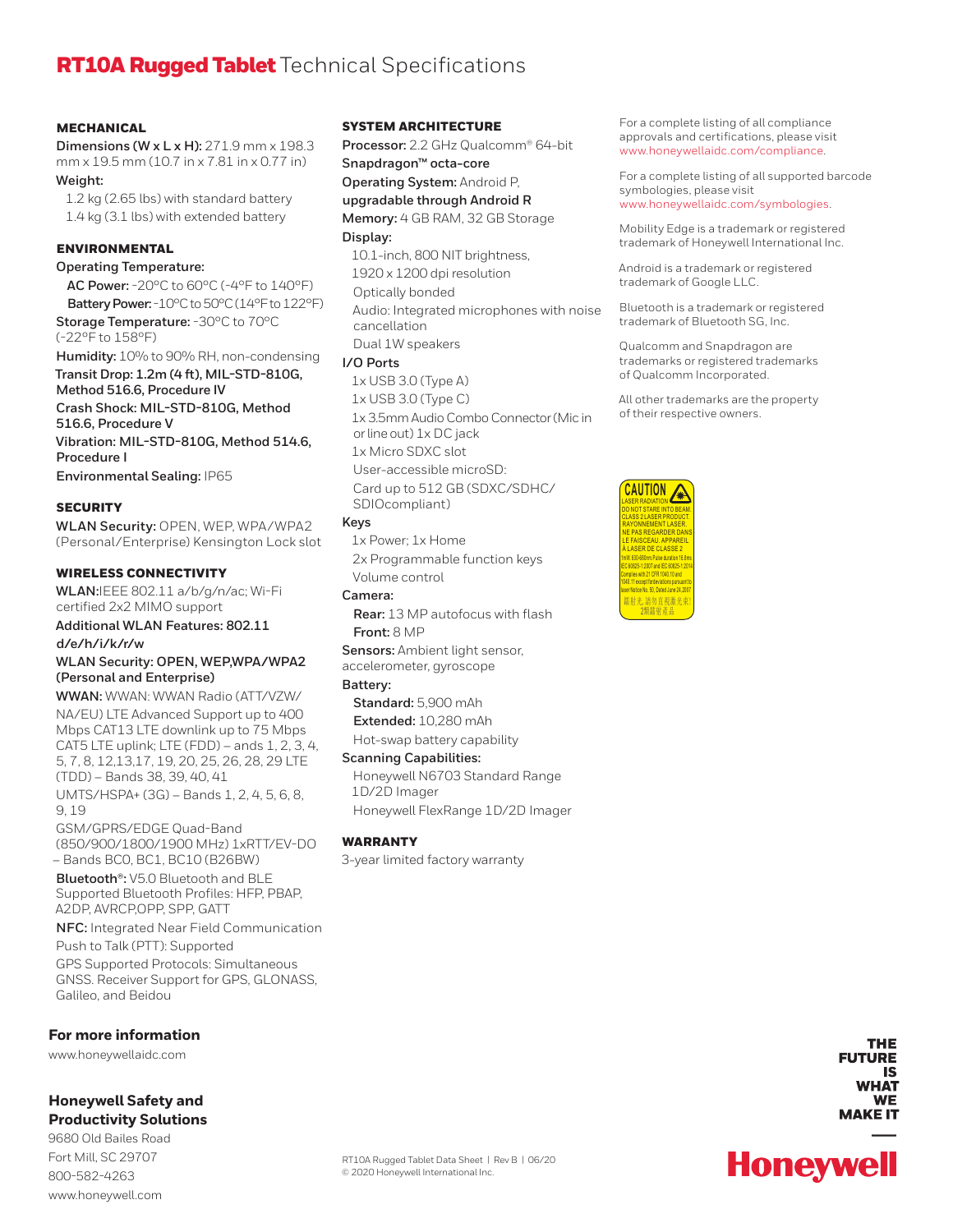# **RT10A Rugged Tablet** Technical Specifications

### MECHANICAL

**Dimensions (W x L x H):** 271.9 mm x 198.3 mm x 19.5 mm (10.7 in x 7.81 in x 0.77 in)

**Weight:**

1.2 kg (2.65 lbs) with standard battery
1.4 kg (3.1 lbs) with extended battery

### ENVIRONMENTAL

**Operating Temperature:**

**AC Power:** -20°C to 60°C (-4°F to 140°F)
**Battery Power:** -10°C to 50°C (14°F to 122°F)

**Storage Temperature:** -30°C to 70°C (-22°F to 158°F)

**Humidity:** 10% to 90% RH, non-condensing

**Transit Drop: 1.2m (4 ft), MIL-STD-810G, Method 516.6, Procedure IV**

**Crash Shock: MIL-STD-810G, Method 516.6, Procedure V**

**Vibration: MIL-STD-810G, Method 514.6, Procedure I**

**Environmental Sealing:** IP65

### SECURITY

**WLAN Security:** OPEN, WEP, WPA/WPA2 (Personal/Enterprise) Kensington Lock slot

### WIRELESS CONNECTIVITY

**WLAN:** IEEE 802.11 a/b/g/n/ac; Wi-Fi certified 2x2 MIMO support

**Additional WLAN Features: 802.11 d/e/h/i/k/r/w**

**WLAN Security: OPEN, WEP,WPA/WPA2 (Personal and Enterprise)**

**WWAN:** WWAN: WWAN Radio (ATT/VZW/NA/EU) LTE Advanced Support up to 400 Mbps CAT13 LTE downlink up to 75 Mbps CAT5 LTE uplink; LTE (FDD) – ands 1, 2, 3, 4, 5, 7, 8, 12,13,17, 19, 20, 25, 26, 28, 29 LTE (TDD) – Bands 38, 39, 40, 41

UMTS/HSPA+ (3G) – Bands 1, 2, 4, 5, 6, 8, 9, 19

GSM/GPRS/EDGE Quad-Band (850/900/1800/1900 MHz) 1xRTT/EV-DO – Bands BC0, BC1, BC10 (B26BW)

**Bluetooth®:** V5.0 Bluetooth and BLE Supported Bluetooth Profiles: HFP, PBAP, A2DP, AVRCP,OPP, SPP, GATT

**NFC:** Integrated Near Field Communication

Push to Talk (PTT): Supported

GPS Supported Protocols: Simultaneous GNSS. Receiver Support for GPS, GLONASS, Galileo, and Beidou

### SYSTEM ARCHITECTURE

**Processor:** 2.2 GHz Qualcomm® 64-bit **Snapdragon™ octa-core**

**Operating System:** Android P, **upgradable through Android R**

**Memory:** 4 GB RAM, 32 GB Storage

**Display:**

10.1-inch, 800 NIT brightness, 1920 x 1200 dpi resolution
Optically bonded
Audio: Integrated microphones with noise cancellation
Dual 1W speakers

**I/O Ports**

1x USB 3.0 (Type A)
1x USB 3.0 (Type C)
1x 3.5mm Audio Combo Connector (Mic in or line out) 1x DC jack
1x Micro SDXC slot
User-accessible microSD:
Card up to 512 GB (SDXC/SDHC/SDIOcompliant)

**Keys**

1x Power; 1x Home
2x Programmable function keys
Volume control

**Camera:**

**Rear:** 13 MP autofocus with flash
**Front:** 8 MP

**Sensors:** Ambient light sensor, accelerometer, gyroscope

**Battery:**

**Standard:** 5,900 mAh
**Extended:** 10,280 mAh
Hot-swap battery capability

**Scanning Capabilities:**

Honeywell N6703 Standard Range 1D/2D Imager
Honeywell FlexRange 1D/2D Imager

### WARRANTY

3-year limited factory warranty

For a complete listing of all compliance approvals and certifications, please visit www.honeywellaidc.com/compliance.

For a complete listing of all supported barcode symbologies, please visit www.honeywellaidc.com/symbologies.

Mobility Edge is a trademark or registered trademark of Honeywell International Inc.

Android is a trademark or registered trademark of Google LLC.

Bluetooth is a trademark or registered trademark of Bluetooth SG, Inc.

Qualcomm and Snapdragon are trademarks or registered trademarks of Qualcomm Incorporated.

All other trademarks are the property of their respective owners.

CAUTION
LASER RADIATION
DO NOT STARE INTO BEAM.
CLASS 2 LASER PRODUCT.
RAYONNEMENT LASER.
NE PAS REGARDER DANS LE FAISCEAU. APPAREIL À LASER DE CLASSE 2
1mW, 630-680nm, Pulse duration 16.8ms
IEC 60825-1:2007 and IEC 60825-1:2014
Complies with 21 CFR 1040.10 and 1040.11 except for deviations pursuant to laser Notice No. 50, Dated June 24, 2007
雷射光,請勿直視雷射光束!
2類雷射產品

## For more information

www.honeywellaidc.com

## Honeywell Safety and Productivity Solutions

9680 Old Bailes Road
Fort Mill, SC 29707
800-582-4263
www.honeywell.com

RT10A Rugged Tablet Data Sheet | Rev B | 06/20
© 2020 Honeywell International Inc.

THE FUTURE IS WHAT WE MAKE IT

Honeywell